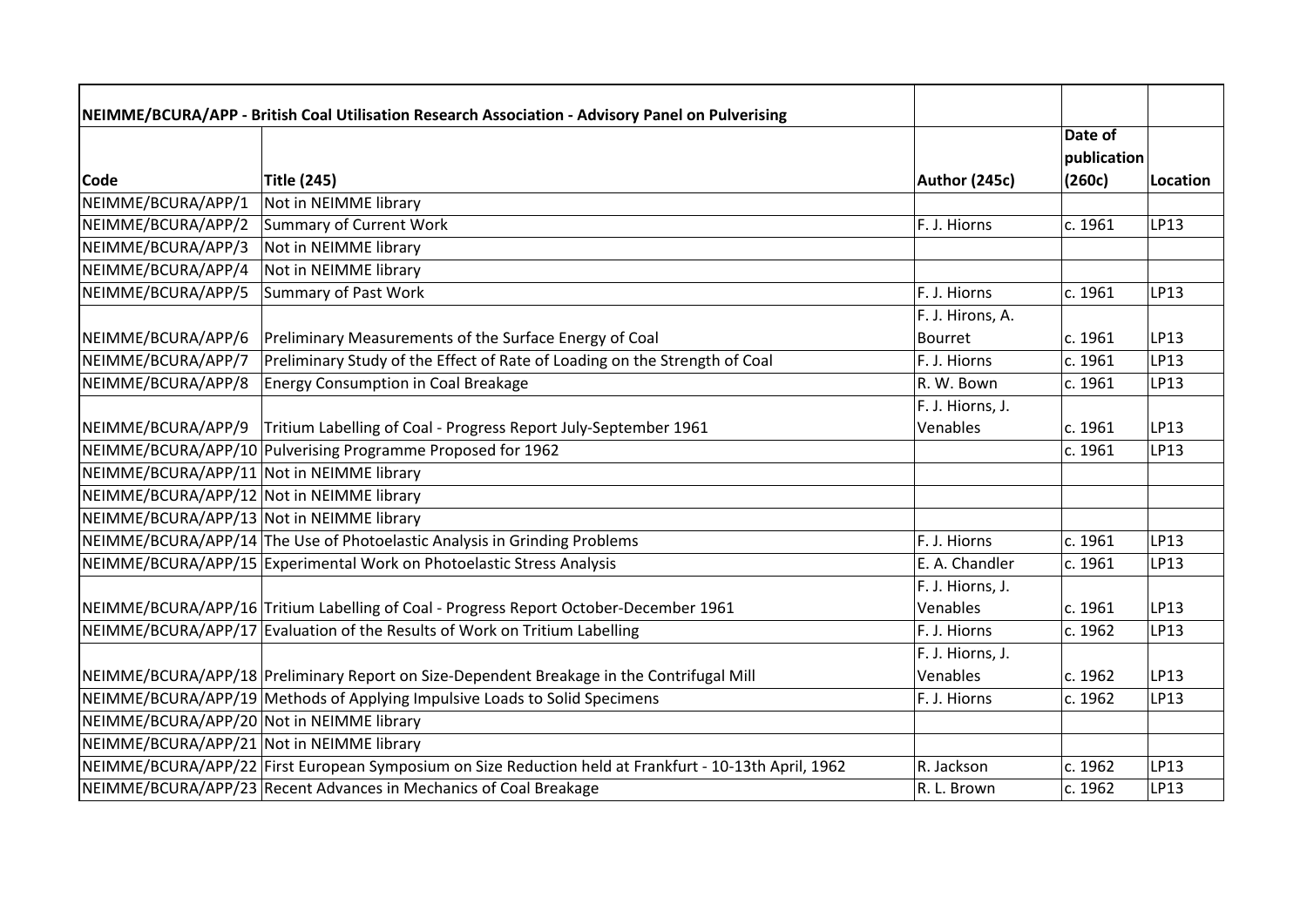| NEIMME/BCURA/APP - British Coal Utilisation Research Association - Advisory Panel on Pulverising | | | | |
|---|---|---|---|---|
| Code | Title (245) | Author (245c) | Date of publication (260c) | Location |
| NEIMME/BCURA/APP/1 | Not in NEIMME library | | | |
| NEIMME/BCURA/APP/2 | Summary of Current Work | F. J. Hiorns | c. 1961 | LP13 |
| NEIMME/BCURA/APP/3 | Not in NEIMME library | | | |
| NEIMME/BCURA/APP/4 | Not in NEIMME library | | | |
| NEIMME/BCURA/APP/5 | Summary of Past Work | F. J. Hiorns | c. 1961 | LP13 |
| NEIMME/BCURA/APP/6 | Preliminary Measurements of the Surface Energy of Coal | F. J. Hirons, A. Bourret | c. 1961 | LP13 |
| NEIMME/BCURA/APP/7 | Preliminary Study of the Effect of Rate of Loading on the Strength of Coal | F. J. Hiorns | c. 1961 | LP13 |
| NEIMME/BCURA/APP/8 | Energy Consumption in Coal Breakage | R. W. Bown | c. 1961 | LP13 |
| NEIMME/BCURA/APP/9 | Tritium Labelling of Coal - Progress Report July-September 1961 | F. J. Hiorns, J. Venables | c. 1961 | LP13 |
| NEIMME/BCURA/APP/10 | Pulverising Programme Proposed for 1962 | | c. 1961 | LP13 |
| NEIMME/BCURA/APP/11 | Not in NEIMME library | | | |
| NEIMME/BCURA/APP/12 | Not in NEIMME library | | | |
| NEIMME/BCURA/APP/13 | Not in NEIMME library | | | |
| NEIMME/BCURA/APP/14 | The Use of Photoelastic Analysis in Grinding Problems | F. J. Hiorns | c. 1961 | LP13 |
| NEIMME/BCURA/APP/15 | Experimental Work on Photoelastic Stress Analysis | E. A. Chandler | c. 1961 | LP13 |
| NEIMME/BCURA/APP/16 | Tritium Labelling of Coal - Progress Report October-December 1961 | F. J. Hiorns, J. Venables | c. 1961 | LP13 |
| NEIMME/BCURA/APP/17 | Evaluation of the Results of Work on Tritium Labelling | F. J. Hiorns | c. 1962 | LP13 |
| NEIMME/BCURA/APP/18 | Preliminary Report on Size-Dependent Breakage in the Contrifugal Mill | F. J. Hiorns, J. Venables | c. 1962 | LP13 |
| NEIMME/BCURA/APP/19 | Methods of Applying Impulsive Loads to Solid Specimens | F. J. Hiorns | c. 1962 | LP13 |
| NEIMME/BCURA/APP/20 | Not in NEIMME library | | | |
| NEIMME/BCURA/APP/21 | Not in NEIMME library | | | |
| NEIMME/BCURA/APP/22 | First European Symposium on Size Reduction held at Frankfurt - 10-13th April, 1962 | R. Jackson | c. 1962 | LP13 |
| NEIMME/BCURA/APP/23 | Recent Advances in Mechanics of Coal Breakage | R. L. Brown | c. 1962 | LP13 |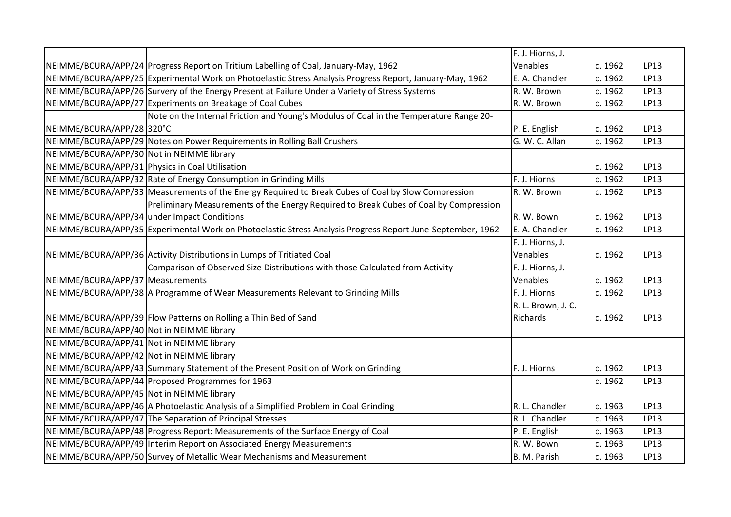| | | | | |
|---|---|---|---|---|
| NEIMME/BCURA/APP/24 | Progress Report on Tritium Labelling of Coal, January-May, 1962 | F. J. Hiorns, J. Venables | c. 1962 | LP13 |
| NEIMME/BCURA/APP/25 | Experimental Work on Photoelastic Stress Analysis Progress Report, January-May, 1962 | E. A. Chandler | c. 1962 | LP13 |
| NEIMME/BCURA/APP/26 | Survery of the Energy Present at Failure Under a Variety of Stress Systems | R. W. Brown | c. 1962 | LP13 |
| NEIMME/BCURA/APP/27 | Experiments on Breakage of Coal Cubes | R. W. Brown | c. 1962 | LP13 |
| NEIMME/BCURA/APP/28 | Note on the Internal Friction and Young's Modulus of Coal in the Temperature Range 20-320°C | P. E. English | c. 1962 | LP13 |
| NEIMME/BCURA/APP/29 | Notes on Power Requirements in Rolling Ball Crushers | G. W. C. Allan | c. 1962 | LP13 |
| NEIMME/BCURA/APP/30 | Not in NEIMME library | | | |
| NEIMME/BCURA/APP/31 | Physics in Coal Utilisation | | c. 1962 | LP13 |
| NEIMME/BCURA/APP/32 | Rate of Energy Consumption in Grinding Mills | F. J. Hiorns | c. 1962 | LP13 |
| NEIMME/BCURA/APP/33 | Measurements of the Energy Required to Break Cubes of Coal by Slow Compression | R. W. Brown | c. 1962 | LP13 |
| NEIMME/BCURA/APP/34 | Preliminary Measurements of the Energy Required to Break Cubes of Coal by Compression under Impact Conditions | R. W. Bown | c. 1962 | LP13 |
| NEIMME/BCURA/APP/35 | Experimental Work on Photoelastic Stress Analysis Progress Report June-September, 1962 | E. A. Chandler | c. 1962 | LP13 |
| NEIMME/BCURA/APP/36 | Activity Distributions in Lumps of Tritiated Coal | F. J. Hiorns, J. Venables | c. 1962 | LP13 |
| NEIMME/BCURA/APP/37 | Comparison of Observed Size Distributions with those Calculated from Activity Measurements | F. J. Hiorns, J. Venables | c. 1962 | LP13 |
| NEIMME/BCURA/APP/38 | A Programme of Wear Measurements Relevant to Grinding Mills | F. J. Hiorns | c. 1962 | LP13 |
| NEIMME/BCURA/APP/39 | Flow Patterns on Rolling a Thin Bed of Sand | R. L. Brown, J. C. Richards | c. 1962 | LP13 |
| NEIMME/BCURA/APP/40 | Not in NEIMME library | | | |
| NEIMME/BCURA/APP/41 | Not in NEIMME library | | | |
| NEIMME/BCURA/APP/42 | Not in NEIMME library | | | |
| NEIMME/BCURA/APP/43 | Summary Statement of the Present Position of Work on Grinding | F. J. Hiorns | c. 1962 | LP13 |
| NEIMME/BCURA/APP/44 | Proposed Programmes for 1963 | | c. 1962 | LP13 |
| NEIMME/BCURA/APP/45 | Not in NEIMME library | | | |
| NEIMME/BCURA/APP/46 | A Photoelastic Analysis of a Simplified Problem in Coal Grinding | R. L. Chandler | c. 1963 | LP13 |
| NEIMME/BCURA/APP/47 | The Separation of Principal Stresses | R. L. Chandler | c. 1963 | LP13 |
| NEIMME/BCURA/APP/48 | Progress Report: Measurements of the Surface Energy of Coal | P. E. English | c. 1963 | LP13 |
| NEIMME/BCURA/APP/49 | Interim Report on Associated Energy Measurements | R. W. Bown | c. 1963 | LP13 |
| NEIMME/BCURA/APP/50 | Survey of Metallic Wear Mechanisms and Measurement | B. M. Parish | c. 1963 | LP13 |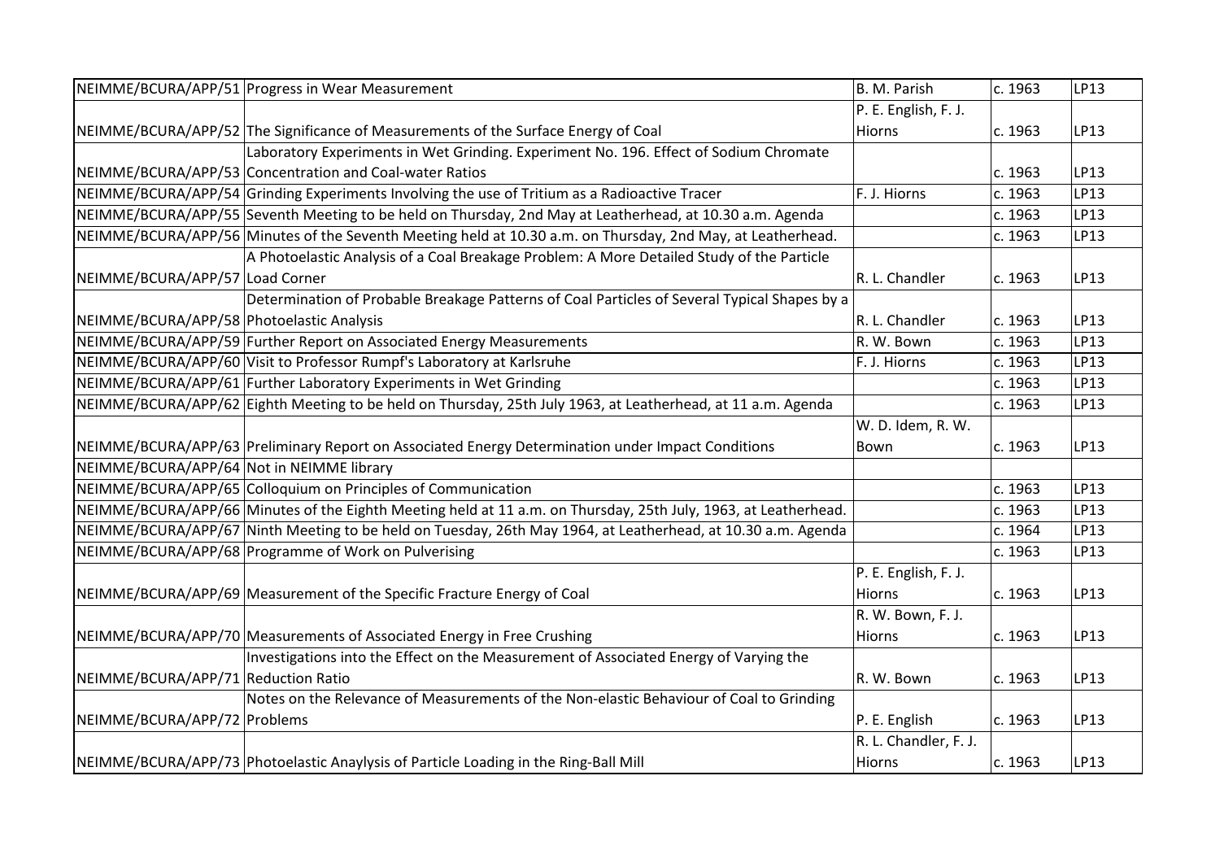| | | | | |
|---|---|---|---|---|
| NEIMME/BCURA/APP/51 | Progress in Wear Measurement | B. M. Parish | c. 1963 | LP13 |
| NEIMME/BCURA/APP/52 | The Significance of Measurements of the Surface Energy of Coal | P. E. English, F. J. Hiorns | c. 1963 | LP13 |
| NEIMME/BCURA/APP/53 | Laboratory Experiments in Wet Grinding. Experiment No. 196. Effect of Sodium Chromate Concentration and Coal-water Ratios | | c. 1963 | LP13 |
| NEIMME/BCURA/APP/54 | Grinding Experiments Involving the use of Tritium as a Radioactive Tracer | F. J. Hiorns | c. 1963 | LP13 |
| NEIMME/BCURA/APP/55 | Seventh Meeting to be held on Thursday, 2nd May at Leatherhead, at 10.30 a.m. Agenda | | c. 1963 | LP13 |
| NEIMME/BCURA/APP/56 | Minutes of the Seventh Meeting held at 10.30 a.m. on Thursday, 2nd May, at Leatherhead. | | c. 1963 | LP13 |
| NEIMME/BCURA/APP/57 | A Photoelastic Analysis of a Coal Breakage Problem: A More Detailed Study of the Particle Load Corner | R. L. Chandler | c. 1963 | LP13 |
| NEIMME/BCURA/APP/58 | Determination of Probable Breakage Patterns of Coal Particles of Several Typical Shapes by a Photoelastic Analysis | R. L. Chandler | c. 1963 | LP13 |
| NEIMME/BCURA/APP/59 | Further Report on Associated Energy Measurements | R. W. Bown | c. 1963 | LP13 |
| NEIMME/BCURA/APP/60 | Visit to Professor Rumpf's Laboratory at Karlsruhe | F. J. Hiorns | c. 1963 | LP13 |
| NEIMME/BCURA/APP/61 | Further Laboratory Experiments in Wet Grinding | | c. 1963 | LP13 |
| NEIMME/BCURA/APP/62 | Eighth Meeting to be held on Thursday, 25th July 1963, at Leatherhead, at 11 a.m. Agenda | | c. 1963 | LP13 |
| NEIMME/BCURA/APP/63 | Preliminary Report on Associated Energy Determination under Impact Conditions | W. D. Idem, R. W. Bown | c. 1963 | LP13 |
| NEIMME/BCURA/APP/64 | Not in NEIMME library | | | |
| NEIMME/BCURA/APP/65 | Colloquium on Principles of Communication | | c. 1963 | LP13 |
| NEIMME/BCURA/APP/66 | Minutes of the Eighth Meeting held at 11 a.m. on Thursday, 25th July, 1963, at Leatherhead. | | c. 1963 | LP13 |
| NEIMME/BCURA/APP/67 | Ninth Meeting to be held on Tuesday, 26th May 1964, at Leatherhead, at 10.30 a.m. Agenda | | c. 1964 | LP13 |
| NEIMME/BCURA/APP/68 | Programme of Work on Pulverising | | c. 1963 | LP13 |
| NEIMME/BCURA/APP/69 | Measurement of the Specific Fracture Energy of Coal | P. E. English, F. J. Hiorns | c. 1963 | LP13 |
| NEIMME/BCURA/APP/70 | Measurements of Associated Energy in Free Crushing | R. W. Bown, F. J. Hiorns | c. 1963 | LP13 |
| NEIMME/BCURA/APP/71 | Investigations into the Effect on the Measurement of Associated Energy of Varying the Reduction Ratio | R. W. Bown | c. 1963 | LP13 |
| NEIMME/BCURA/APP/72 | Notes on the Relevance of Measurements of the Non-elastic Behaviour of Coal to Grinding Problems | P. E. English | c. 1963 | LP13 |
| NEIMME/BCURA/APP/73 | Photoelastic Anaylysis of Particle Loading in the Ring-Ball Mill | R. L. Chandler, F. J. Hiorns | c. 1963 | LP13 |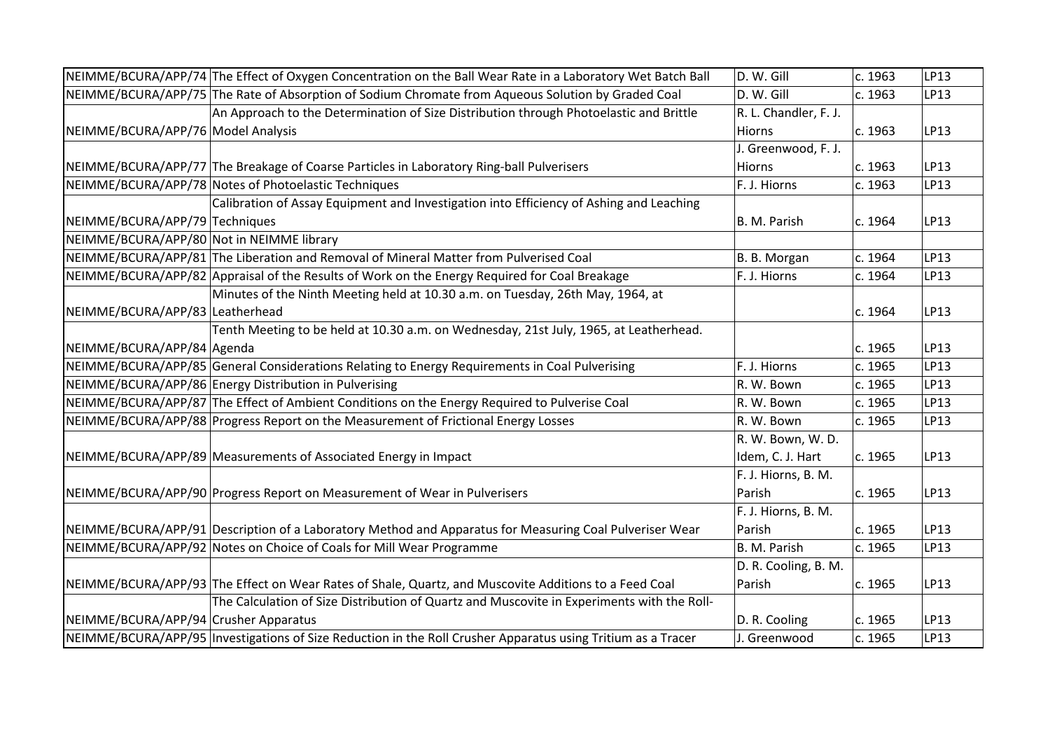| | | | | |
|---|---|---|---|---|
| NEIMME/BCURA/APP/74 | The Effect of Oxygen Concentration on the Ball Wear Rate in a Laboratory Wet Batch Ball | D. W. Gill | c. 1963 | LP13 |
| NEIMME/BCURA/APP/75 | The Rate of Absorption of Sodium Chromate from Aqueous Solution by Graded Coal | D. W. Gill | c. 1963 | LP13 |
| NEIMME/BCURA/APP/76 | An Approach to the Determination of Size Distribution through Photoelastic and Brittle Model Analysis | R. L. Chandler, F. J. Hiorns | c. 1963 | LP13 |
| NEIMME/BCURA/APP/77 | The Breakage of Coarse Particles in Laboratory Ring-ball Pulverisers | J. Greenwood, F. J. Hiorns | c. 1963 | LP13 |
| NEIMME/BCURA/APP/78 | Notes of Photoelastic Techniques | F. J. Hiorns | c. 1963 | LP13 |
| NEIMME/BCURA/APP/79 | Calibration of Assay Equipment and Investigation into Efficiency of Ashing and Leaching Techniques | B. M. Parish | c. 1964 | LP13 |
| NEIMME/BCURA/APP/80 | Not in NEIMME library | | | |
| NEIMME/BCURA/APP/81 | The Liberation and Removal of Mineral Matter from Pulverised Coal | B. B. Morgan | c. 1964 | LP13 |
| NEIMME/BCURA/APP/82 | Appraisal of the Results of Work on the Energy Required for Coal Breakage | F. J. Hiorns | c. 1964 | LP13 |
| NEIMME/BCURA/APP/83 | Minutes of the Ninth Meeting held at 10.30 a.m. on Tuesday, 26th May, 1964, at Leatherhead | | c. 1964 | LP13 |
| NEIMME/BCURA/APP/84 | Tenth Meeting to be held at 10.30 a.m. on Wednesday, 21st July, 1965, at Leatherhead. Agenda | | c. 1965 | LP13 |
| NEIMME/BCURA/APP/85 | General Considerations Relating to Energy Requirements in Coal Pulverising | F. J. Hiorns | c. 1965 | LP13 |
| NEIMME/BCURA/APP/86 | Energy Distribution in Pulverising | R. W. Bown | c. 1965 | LP13 |
| NEIMME/BCURA/APP/87 | The Effect of Ambient Conditions on the Energy Required to Pulverise Coal | R. W. Bown | c. 1965 | LP13 |
| NEIMME/BCURA/APP/88 | Progress Report on the Measurement of Frictional Energy Losses | R. W. Bown | c. 1965 | LP13 |
| NEIMME/BCURA/APP/89 | Measurements of Associated Energy in Impact | R. W. Bown, W. D. Idem, C. J. Hart | c. 1965 | LP13 |
| NEIMME/BCURA/APP/90 | Progress Report on Measurement of Wear in Pulverisers | F. J. Hiorns, B. M. Parish | c. 1965 | LP13 |
| NEIMME/BCURA/APP/91 | Description of a Laboratory Method and Apparatus for Measuring Coal Pulveriser Wear | F. J. Hiorns, B. M. Parish | c. 1965 | LP13 |
| NEIMME/BCURA/APP/92 | Notes on Choice of Coals for Mill Wear Programme | B. M. Parish | c. 1965 | LP13 |
| NEIMME/BCURA/APP/93 | The Effect on Wear Rates of Shale, Quartz, and Muscovite Additions to a Feed Coal | D. R. Cooling, B. M. Parish | c. 1965 | LP13 |
| NEIMME/BCURA/APP/94 | The Calculation of Size Distribution of Quartz and Muscovite in Experiments with the Roll-Crusher Apparatus | D. R. Cooling | c. 1965 | LP13 |
| NEIMME/BCURA/APP/95 | Investigations of Size Reduction in the Roll Crusher Apparatus using Tritium as a Tracer | J. Greenwood | c. 1965 | LP13 |